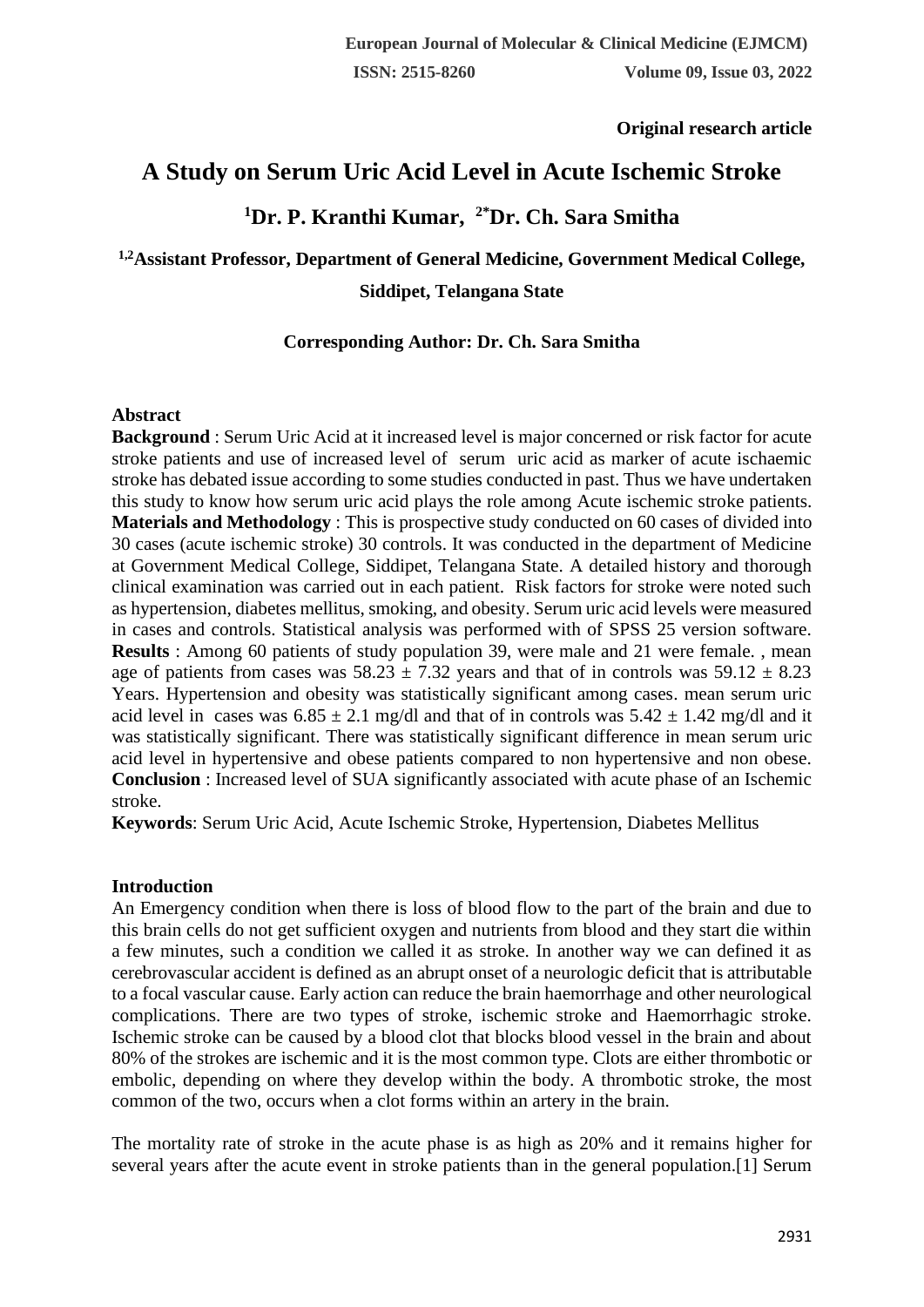**Original research article**

# A Study on Serum Uric Acid Level in Acute Ischemic Stroke

## [1]Dr. P. Kranthi Kumar, [2*]Dr. Ch. Sara Smitha

**[1,2]Assistant Professor, Department of General Medicine, Government Medical College, Siddipet, Telangana State**

**Corresponding Author: Dr. Ch. Sara Smitha**

**Abstract**

**Background** : Serum Uric Acid at it increased level is major concerned or risk factor for acute stroke patients and use of increased level of serum uric acid as marker of acute ischaemic stroke has debated issue according to some studies conducted in past. Thus we have undertaken this study to know how serum uric acid plays the role among Acute ischemic stroke patients.

**Materials and Methodology** : This is prospective study conducted on 60 cases of divided into 30 cases (acute ischemic stroke) 30 controls. It was conducted in the department of Medicine at Government Medical College, Siddipet, Telangana State. A detailed history and thorough clinical examination was carried out in each patient. Risk factors for stroke were noted such as hypertension, diabetes mellitus, smoking, and obesity. Serum uric acid levels were measured in cases and controls. Statistical analysis was performed with of SPSS 25 version software.

**Results** : Among 60 patients of study population 39, were male and 21 were female. , mean age of patients from cases was $58.23 \pm 7.32$ years and that of in controls was $59.12 \pm 8.23$ Years. Hypertension and obesity was statistically significant among cases. mean serum uric acid level in cases was $6.85 \pm 2.1$ mg/dl and that of in controls was $5.42 \pm 1.42$ mg/dl and it was statistically significant. There was statistically significant difference in mean serum uric acid level in hypertensive and obese patients compared to non hypertensive and non obese.

**Conclusion** : Increased level of SUA significantly associated with acute phase of an Ischemic stroke.

**Keywords**: Serum Uric Acid, Acute Ischemic Stroke, Hypertension, Diabetes Mellitus

**Introduction**

An Emergency condition when there is loss of blood flow to the part of the brain and due to this brain cells do not get sufficient oxygen and nutrients from blood and they start die within a few minutes, such a condition we called it as stroke. In another way we can defined it as cerebrovascular accident is defined as an abrupt onset of a neurologic deficit that is attributable to a focal vascular cause. Early action can reduce the brain haemorrhage and other neurological complications. There are two types of stroke, ischemic stroke and Haemorrhagic stroke. Ischemic stroke can be caused by a blood clot that blocks blood vessel in the brain and about 80% of the strokes are ischemic and it is the most common type. Clots are either thrombotic or embolic, depending on where they develop within the body. A thrombotic stroke, the most common of the two, occurs when a clot forms within an artery in the brain.

The mortality rate of stroke in the acute phase is as high as 20% and it remains higher for several years after the acute event in stroke patients than in the general population.[1] Serum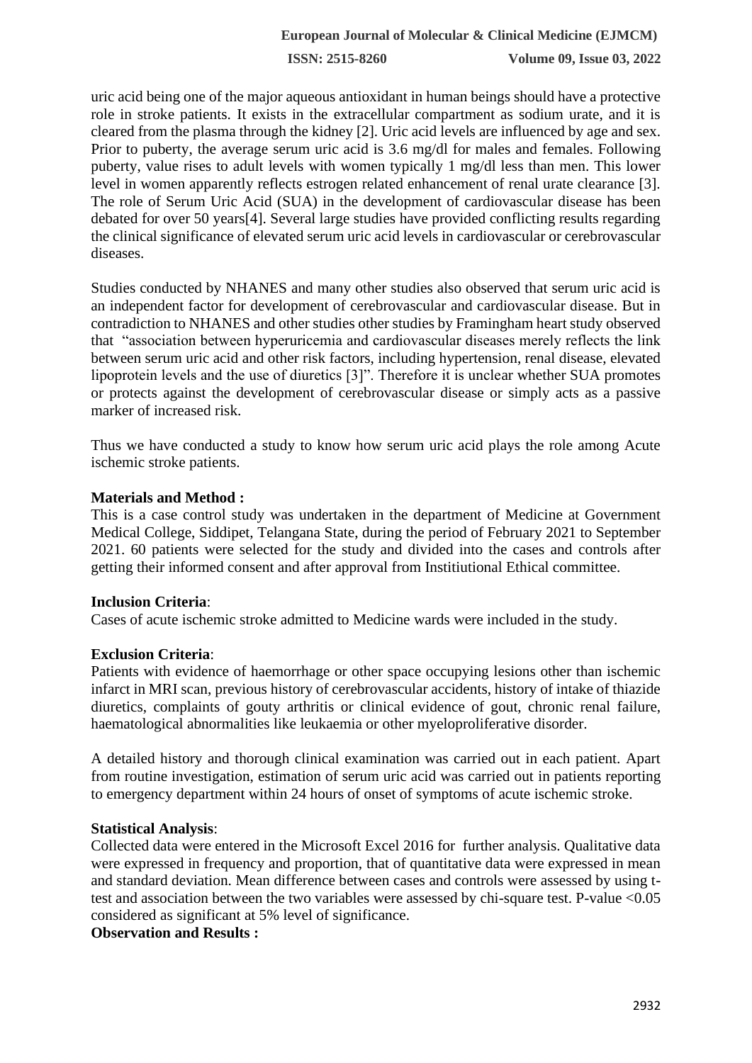uric acid being one of the major aqueous antioxidant in human beings should have a protective role in stroke patients. It exists in the extracellular compartment as sodium urate, and it is cleared from the plasma through the kidney [2]. Uric acid levels are influenced by age and sex. Prior to puberty, the average serum uric acid is 3.6 mg/dl for males and females. Following puberty, value rises to adult levels with women typically 1 mg/dl less than men. This lower level in women apparently reflects estrogen related enhancement of renal urate clearance [3]. The role of Serum Uric Acid (SUA) in the development of cardiovascular disease has been debated for over 50 years[4]. Several large studies have provided conflicting results regarding the clinical significance of elevated serum uric acid levels in cardiovascular or cerebrovascular diseases.

Studies conducted by NHANES and many other studies also observed that serum uric acid is an independent factor for development of cerebrovascular and cardiovascular disease. But in contradiction to NHANES and other studies other studies by Framingham heart study observed that "association between hyperuricemia and cardiovascular diseases merely reflects the link between serum uric acid and other risk factors, including hypertension, renal disease, elevated lipoprotein levels and the use of diuretics [3]". Therefore it is unclear whether SUA promotes or protects against the development of cerebrovascular disease or simply acts as a passive marker of increased risk.

Thus we have conducted a study to know how serum uric acid plays the role among Acute ischemic stroke patients.

**Materials and Method :**

This is a case control study was undertaken in the department of Medicine at Government Medical College, Siddipet, Telangana State, during the period of February 2021 to September 2021. 60 patients were selected for the study and divided into the cases and controls after getting their informed consent and after approval from Institiutional Ethical committee.

**Inclusion Criteria**:

Cases of acute ischemic stroke admitted to Medicine wards were included in the study.

**Exclusion Criteria**:

Patients with evidence of haemorrhage or other space occupying lesions other than ischemic infarct in MRI scan, previous history of cerebrovascular accidents, history of intake of thiazide diuretics, complaints of gouty arthritis or clinical evidence of gout, chronic renal failure, haematological abnormalities like leukaemia or other myeloproliferative disorder.

A detailed history and thorough clinical examination was carried out in each patient. Apart from routine investigation, estimation of serum uric acid was carried out in patients reporting to emergency department within 24 hours of onset of symptoms of acute ischemic stroke.

**Statistical Analysis**:

Collected data were entered in the Microsoft Excel 2016 for further analysis. Qualitative data were expressed in frequency and proportion, that of quantitative data were expressed in mean and standard deviation. Mean difference between cases and controls were assessed by using t-test and association between the two variables were assessed by chi-square test. P-value <0.05 considered as significant at 5% level of significance.

**Observation and Results :**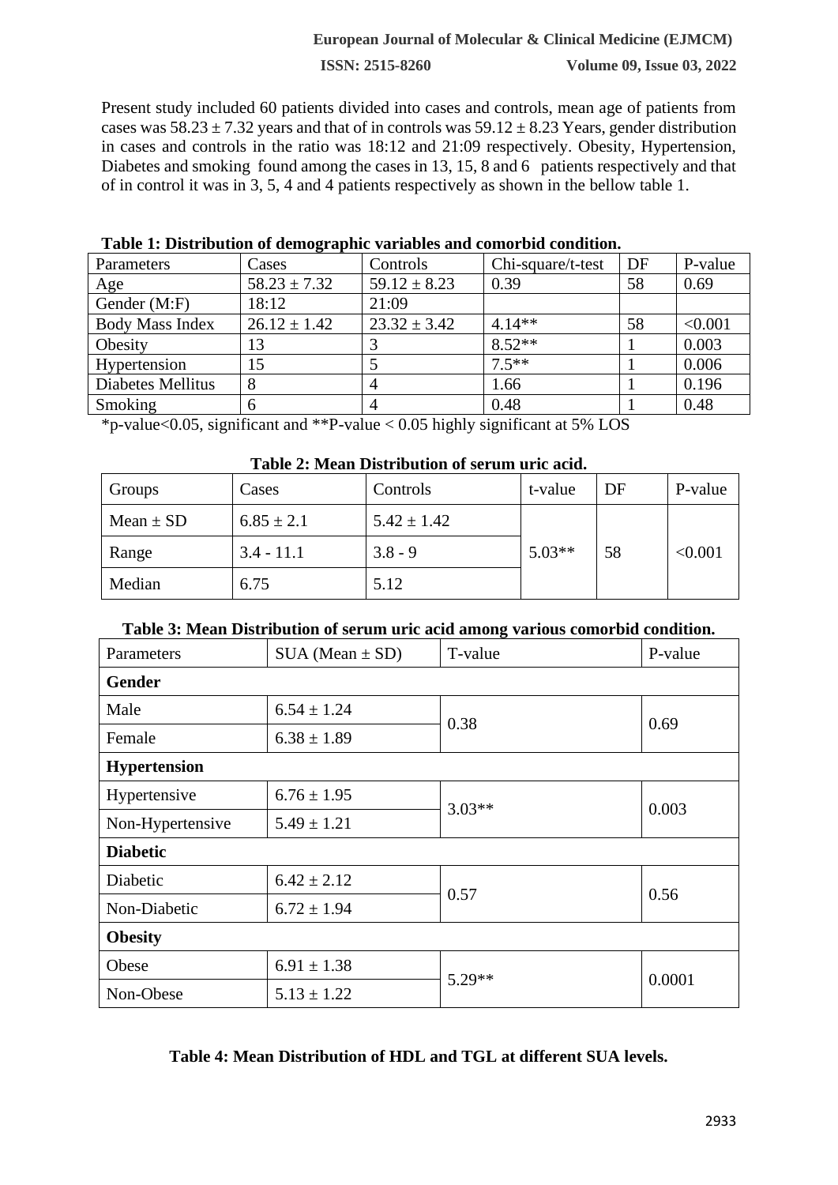Present study included 60 patients divided into cases and controls, mean age of patients from cases was 58.23 ± 7.32 years and that of in controls was 59.12 ± 8.23 Years, gender distribution in cases and controls in the ratio was 18:12 and 21:09 respectively. Obesity, Hypertension, Diabetes and smoking found among the cases in 13, 15, 8 and 6 patients respectively and that of in control it was in 3, 5, 4 and 4 patients respectively as shown in the bellow table 1.

**Table 1: Distribution of demographic variables and comorbid condition.**

| Parameters | Cases | Controls | Chi-square/t-test | DF | P-value |
|---|---|---|---|---|---|
| Age | 58.23 ± 7.32 | 59.12 ± 8.23 | 0.39 | 58 | 0.69 |
| Gender (M:F) | 18:12 | 21:09 | | | |
| Body Mass Index | 26.12 ± 1.42 | 23.32 ± 3.42 | 4.14** | 58 | <0.001 |
| Obesity | 13 | 3 | 8.52** | 1 | 0.003 |
| Hypertension | 15 | 5 | 7.5** | 1 | 0.006 |
| Diabetes Mellitus | 8 | 4 | 1.66 | 1 | 0.196 |
| Smoking | 6 | 4 | 0.48 | 1 | 0.48 |

*p-value<0.05, significant and **P-value < 0.05 highly significant at 5% LOS

**Table 2: Mean Distribution of serum uric acid.**

| Groups | Cases | Controls | t-value | DF | P-value |
|---|---|---|---|---|---|
| Mean ± SD | 6.85 ± 2.1 | 5.42 ± 1.42 | 5.03** | 58 | <0.001 |
| Range | 3.4 - 11.1 | 3.8 - 9 | | | |
| Median | 6.75 | 5.12 | | | |

**Table 3: Mean Distribution of serum uric acid among various comorbid condition.**

| Parameters | SUA (Mean ± SD) | T-value | P-value |
|---|---|---|---|
| **Gender** | | | |
| Male | 6.54 ± 1.24 | 0.38 | 0.69 |
| Female | 6.38 ± 1.89 | | |
| **Hypertension** | | | |
| Hypertensive | 6.76 ± 1.95 | 3.03** | 0.003 |
| Non-Hypertensive | 5.49 ± 1.21 | | |
| **Diabetic** | | | |
| Diabetic | 6.42 ± 2.12 | 0.57 | 0.56 |
| Non-Diabetic | 6.72 ± 1.94 | | |
| **Obesity** | | | |
| Obese | 6.91 ± 1.38 | 5.29** | 0.0001 |
| Non-Obese | 5.13 ± 1.22 | | |

**Table 4: Mean Distribution of HDL and TGL at different SUA levels.**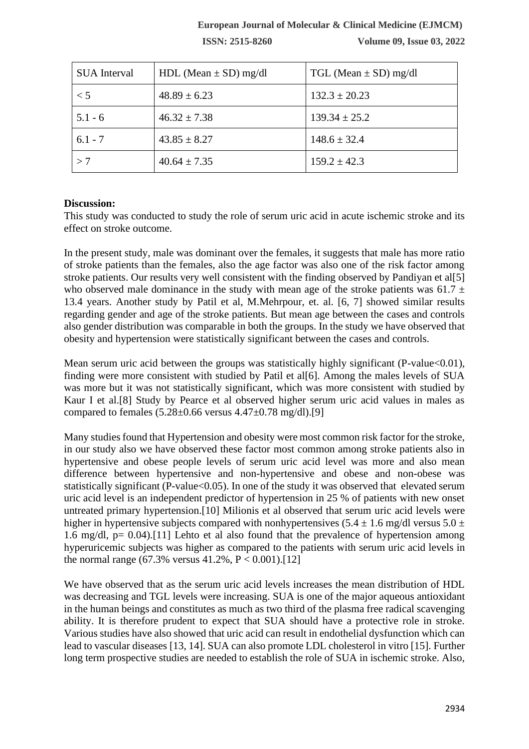| SUA Interval | HDL (Mean ± SD) mg/dl | TGL (Mean ± SD) mg/dl |
|---|---|---|
| < 5 | 48.89 ± 6.23 | 132.3 ± 20.23 |
| 5.1 - 6 | 46.32 ± 7.38 | 139.34 ± 25.2 |
| 6.1 - 7 | 43.85 ± 8.27 | 148.6 ± 32.4 |
| > 7 | 40.64 ± 7.35 | 159.2 ± 42.3 |

**Discussion:**

This study was conducted to study the role of serum uric acid in acute ischemic stroke and its effect on stroke outcome.

In the present study, male was dominant over the females, it suggests that male has more ratio of stroke patients than the females, also the age factor was also one of the risk factor among stroke patients. Our results very well consistent with the finding observed by Pandiyan et al[5] who observed male dominance in the study with mean age of the stroke patients was 61.7 ± 13.4 years. Another study by Patil et al, M.Mehrpour, et. al. [6, 7] showed similar results regarding gender and age of the stroke patients. But mean age between the cases and controls also gender distribution was comparable in both the groups. In the study we have observed that obesity and hypertension were statistically significant between the cases and controls.

Mean serum uric acid between the groups was statistically highly significant (P-value<0.01), finding were more consistent with studied by Patil et al[6]. Among the males levels of SUA was more but it was not statistically significant, which was more consistent with studied by Kaur I et al.[8] Study by Pearce et al observed higher serum uric acid values in males as compared to females (5.28±0.66 versus 4.47±0.78 mg/dl).[9]

Many studies found that Hypertension and obesity were most common risk factor for the stroke, in our study also we have observed these factor most common among stroke patients also in hypertensive and obese people levels of serum uric acid level was more and also mean difference between hypertensive and non-hypertensive and obese and non-obese was statistically significant (P-value<0.05). In one of the study it was observed that elevated serum uric acid level is an independent predictor of hypertension in 25 % of patients with new onset untreated primary hypertension.[10] Milionis et al observed that serum uric acid levels were higher in hypertensive subjects compared with nonhypertensives (5.4 ± 1.6 mg/dl versus 5.0 ± 1.6 mg/dl, p= 0.04).[11] Lehto et al also found that the prevalence of hypertension among hyperuricemic subjects was higher as compared to the patients with serum uric acid levels in the normal range (67.3% versus 41.2%, P < 0.001).[12]

We have observed that as the serum uric acid levels increases the mean distribution of HDL was decreasing and TGL levels were increasing. SUA is one of the major aqueous antioxidant in the human beings and constitutes as much as two third of the plasma free radical scavenging ability. It is therefore prudent to expect that SUA should have a protective role in stroke. Various studies have also showed that uric acid can result in endothelial dysfunction which can lead to vascular diseases [13, 14]. SUA can also promote LDL cholesterol in vitro [15]. Further long term prospective studies are needed to establish the role of SUA in ischemic stroke. Also,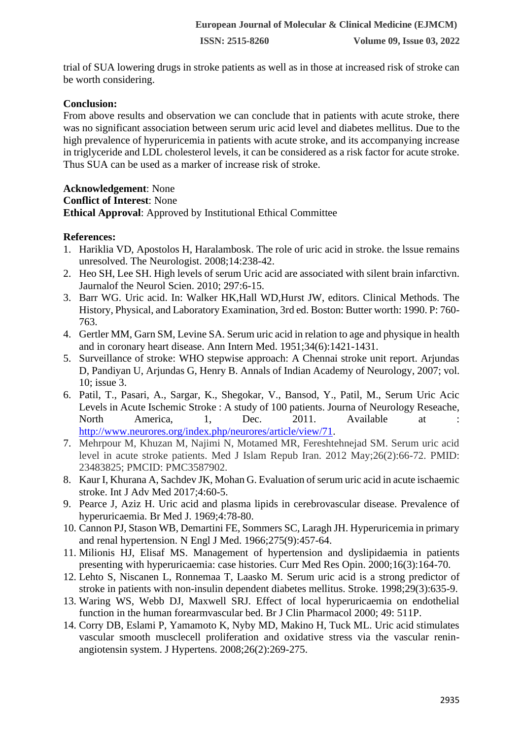trial of SUA lowering drugs in stroke patients as well as in those at increased risk of stroke can be worth considering.

**Conclusion:**

From above results and observation we can conclude that in patients with acute stroke, there was no significant association between serum uric acid level and diabetes mellitus. Due to the high prevalence of hyperuricemia in patients with acute stroke, and its accompanying increase in triglyceride and LDL cholesterol levels, it can be considered as a risk factor for acute stroke. Thus SUA can be used as a marker of increase risk of stroke.

**Acknowledgement**: None
**Conflict of Interest**: None
**Ethical Approval**: Approved by Institutional Ethical Committee

**References:**

1. Hariklia VD, Apostolos H, Haralambosk. The role of uric acid in stroke. the lssue remains unresolved. The Neurologist. 2008;14:238-42.
2. Heo SH, Lee SH. High levels of serum Uric acid are associated with silent brain infarctivn. Jaurnalof the Neurol Scien. 2010; 297:6-15.
3. Barr WG. Uric acid. In: Walker HK,Hall WD,Hurst JW, editors. Clinical Methods. The History, Physical, and Laboratory Examination, 3rd ed. Boston: Butter worth: 1990. P: 760-763.
4. Gertler MM, Garn SM, Levine SA. Serum uric acid in relation to age and physique in health and in coronary heart disease. Ann Intern Med. 1951;34(6):1421-1431.
5. Surveillance of stroke: WHO stepwise approach: A Chennai stroke unit report. Arjundas D, Pandiyan U, Arjundas G, Henry B. Annals of Indian Academy of Neurology, 2007; vol. 10; issue 3.
6. Patil, T., Pasari, A., Sargar, K., Shegokar, V., Bansod, Y., Patil, M., Serum Uric Acic Levels in Acute Ischemic Stroke : A study of 100 patients. Journa of Neurology Reseache, North America, 1, Dec. 2011. Available at : http://www.neurores.org/index.php/neurores/article/view/71.
7. Mehrpour M, Khuzan M, Najimi N, Motamed MR, Fereshtehnejad SM. Serum uric acid level in acute stroke patients. Med J Islam Repub Iran. 2012 May;26(2):66-72. PMID: 23483825; PMCID: PMC3587902.
8. Kaur I, Khurana A, Sachdev JK, Mohan G. Evaluation of serum uric acid in acute ischaemic stroke. Int J Adv Med 2017;4:60-5.
9. Pearce J, Aziz H. Uric acid and plasma lipids in cerebrovascular disease. Prevalence of hyperuricaemia. Br Med J. 1969;4:78-80.
10. Cannon PJ, Stason WB, Demartini FE, Sommers SC, Laragh JH. Hyperuricemia in primary and renal hypertension. N Engl J Med. 1966;275(9):457-64.
11. Milionis HJ, Elisaf MS. Management of hypertension and dyslipidaemia in patients presenting with hyperuricaemia: case histories. Curr Med Res Opin. 2000;16(3):164-70.
12. Lehto S, Niscanen L, Ronnemaa T, Laasko M. Serum uric acid is a strong predictor of stroke in patients with non-insulin dependent diabetes mellitus. Stroke. 1998;29(3):635-9.
13. Waring WS, Webb DJ, Maxwell SRJ. Effect of local hyperuricaemia on endothelial function in the human forearmvascular bed. Br J Clin Pharmacol 2000; 49: 511P.
14. Corry DB, Eslami P, Yamamoto K, Nyby MD, Makino H, Tuck ML. Uric acid stimulates vascular smooth musclecell proliferation and oxidative stress via the vascular renin-angiotensin system. J Hypertens. 2008;26(2):269-275.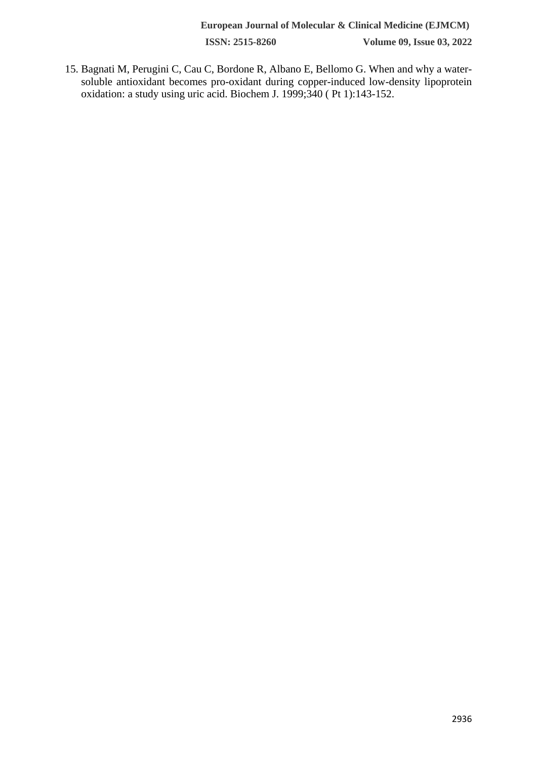15. Bagnati M, Perugini C, Cau C, Bordone R, Albano E, Bellomo G. When and why a water-soluble antioxidant becomes pro-oxidant during copper-induced low-density lipoprotein oxidation: a study using uric acid. Biochem J. 1999;340 ( Pt 1):143-152.